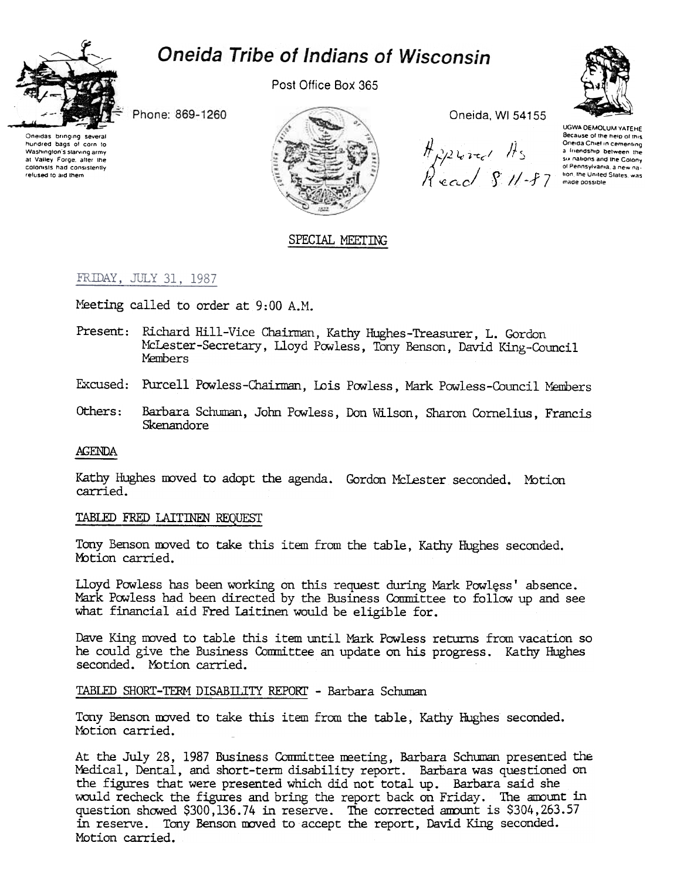# Oneida Tribe of Indians of Wisconsin

Oneidas bringing several hundred bags of corn to Washington's starving army at Valley Forge, after the colonists had consistently refused to aid them

Phone: 869-1260

Post Office Box 365

Oneida, WI 54155

UGWA DEMOLUM YATEHE
Because of the help of this Oneida Chief in cementing a friendship between the six nations and the Colony of Pennsylvania, a new nation, the United States, was made possible

Approved As Read 8-11-87

## SPECIAL MEETING

FRIDAY, JULY 31, 1987

Meeting called to order at 9:00 A.M.

Present: Richard Hill-Vice Chairman, Kathy Hughes-Treasurer, L. Gordon McLester-Secretary, Lloyd Powless, Tony Benson, David King-Council Members

Excused: Purcell Powless-Chairman, Lois Powless, Mark Powless-Council Members

Others: Barbara Schuman, John Powless, Don Wilson, Sharon Cornelius, Francis Skenandore

### AGENDA

Kathy Hughes moved to adopt the agenda. Gordon McLester seconded. Motion carried.

### TABLED FRED LAITINEN REQUEST

Tony Benson moved to take this item from the table, Kathy Hughes seconded. Motion carried.

Lloyd Powless has been working on this request during Mark Powless' absence. Mark Powless had been directed by the Business Committee to follow up and see what financial aid Fred Laitinen would be eligible for.

Dave King moved to table this item until Mark Powless returns from vacation so he could give the Business Committee an update on his progress. Kathy Hughes seconded. Motion carried.

### TABLED SHORT-TERM DISABILITY REPORT - Barbara Schuman

Tony Benson moved to take this item from the table, Kathy Hughes seconded. Motion carried.

At the July 28, 1987 Business Committee meeting, Barbara Schuman presented the Medical, Dental, and short-term disability report. Barbara was questioned on the figures that were presented which did not total up. Barbara said she would recheck the figures and bring the report back on Friday. The amount in question showed $300,136.74 in reserve. The corrected amount is $304,263.57 in reserve. Tony Benson moved to accept the report, David King seconded. Motion carried.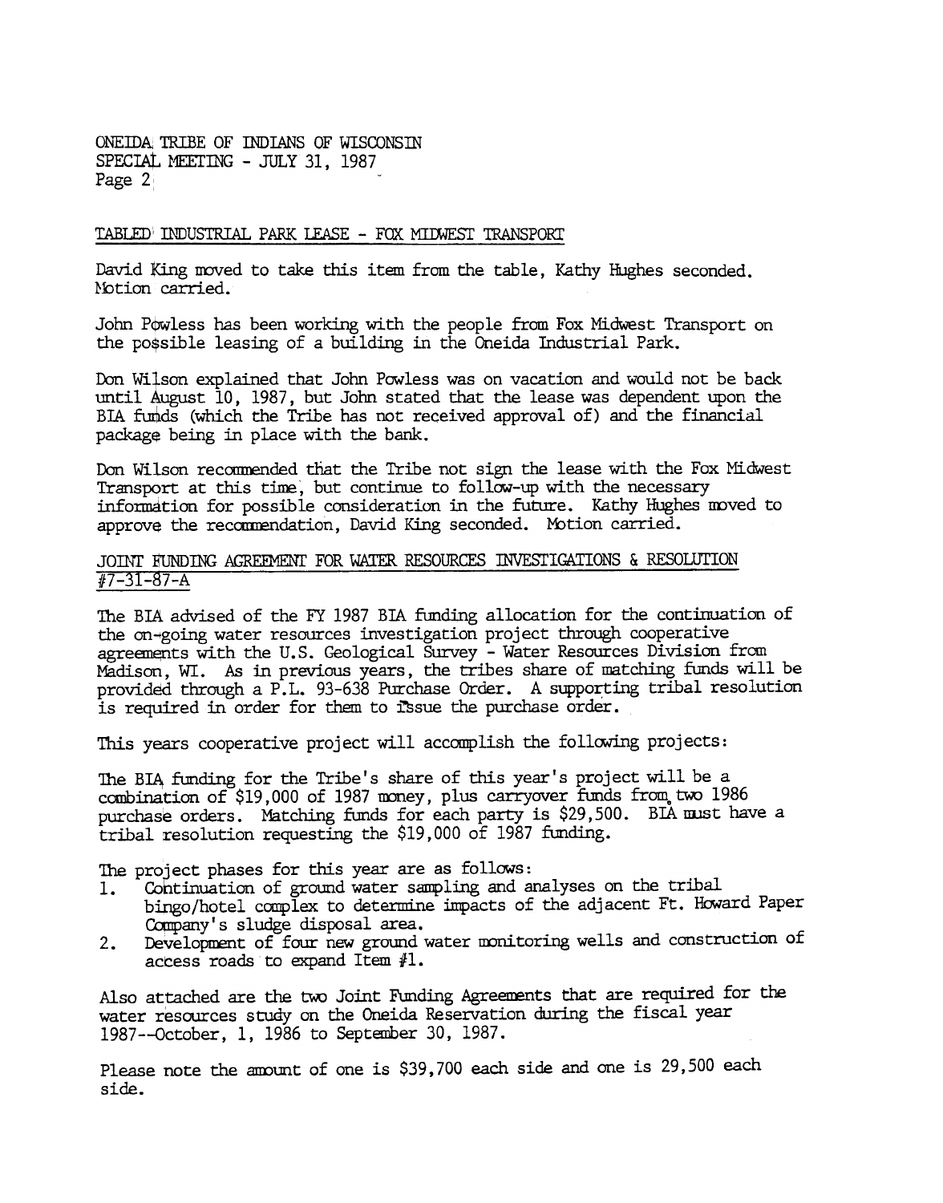## TABLED INDUSTRIAL PARK LEASE - FOX MIDWEST TRANSPORT

David King moved to take this item from the table, Kathy Hughes seconded. Motion carried.

John Powless has been working with the people from Fox Midwest Transport on the possible leasing of a building in the Oneida Industrial Park.

Don Wilson explained that John Powless was on vacation and would not be back until August 10, 1987, but John stated that the lease was dependent upon the BIA funds (which the Tribe has not received approval of) and the financial package being in place with the bank.

Don Wilson recommended that the Tribe not sign the lease with the Fox Midwest Transport at this time, but continue to follow-up with the necessary information for possible consideration in the future. Kathy Hughes moved to approve the recommendation, David King seconded. Motion carried.

## JOINT FUNDING AGREEMENT FOR WATER RESOURCES INVESTIGATIONS & RESOLUTION #7-31-87-A

The BIA advised of the FY 1987 BIA funding allocation for the continuation of the on-going water resources investigation project through cooperative agreements with the U.S. Geological Survey - Water Resources Division from Madison, WI. As in previous years, the tribes share of matching funds will be provided through a P.L. 93-638 Purchase Order. A supporting tribal resolution is required in order for them to issue the purchase order.

This years cooperative project will accomplish the following projects:

The BIA funding for the Tribe's share of this year's project will be a combination of $19,000 of 1987 money, plus carryover funds from two 1986 purchase orders. Matching funds for each party is $29,500. BIA must have a tribal resolution requesting the $19,000 of 1987 funding.

The project phases for this year are as follows:

1. Continuation of ground water sampling and analyses on the tribal bingo/hotel complex to determine impacts of the adjacent Ft. Howard Paper Company's sludge disposal area.
2. Development of four new ground water monitoring wells and construction of access roads to expand Item #1.

Also attached are the two Joint Funding Agreements that are required for the water resources study on the Oneida Reservation during the fiscal year 1987--October, 1, 1986 to September 30, 1987.

Please note the amount of one is $39,700 each side and one is 29,500 each side.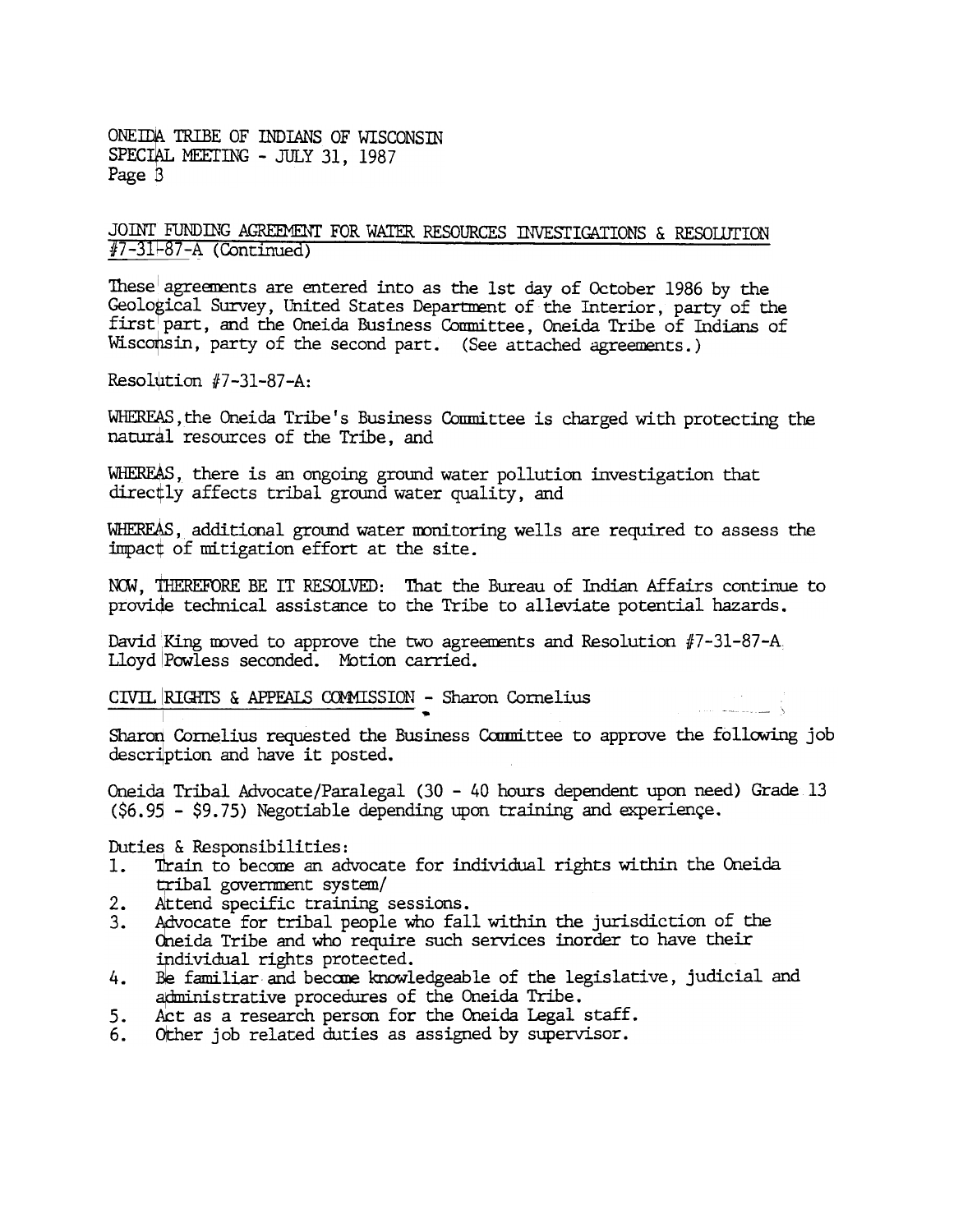## JOINT FUNDING AGREEMENT FOR WATER RESOURCES INVESTIGATIONS & RESOLUTION #7-31-87-A (Continued)

These agreements are entered into as the 1st day of October 1986 by the Geological Survey, United States Department of the Interior, party of the first part, and the Oneida Business Committee, Oneida Tribe of Indians of Wisconsin, party of the second part. (See attached agreements.)

Resolution #7-31-87-A:

WHEREAS, the Oneida Tribe's Business Committee is charged with protecting the natural resources of the Tribe, and

WHEREAS, there is an ongoing ground water pollution investigation that directly affects tribal ground water quality, and

WHEREAS, additional ground water monitoring wells are required to assess the impact of mitigation effort at the site.

NOW, THEREFORE BE IT RESOLVED: That the Bureau of Indian Affairs continue to provide technical assistance to the Tribe to alleviate potential hazards.

David King moved to approve the two agreements and Resolution #7-31-87-A. Lloyd Powless seconded. Motion carried.

## CIVIL RIGHTS & APPEALS COMMISSION - Sharon Cornelius

Sharon Cornelius requested the Business Committee to approve the following job description and have it posted.

Oneida Tribal Advocate/Paralegal (30 - 40 hours dependent upon need) Grade 13 ($6.95 - $9.75) Negotiable depending upon training and experience.

Duties & Responsibilities:

1. Train to become an advocate for individual rights within the Oneida tribal government system/
2. Attend specific training sessions.
3. Advocate for tribal people who fall within the jurisdiction of the Oneida Tribe and who require such services inorder to have their individual rights protected.
4. Be familiar and become knowledgeable of the legislative, judicial and administrative procedures of the Oneida Tribe.
5. Act as a research person for the Oneida Legal staff.
6. Other job related duties as assigned by supervisor.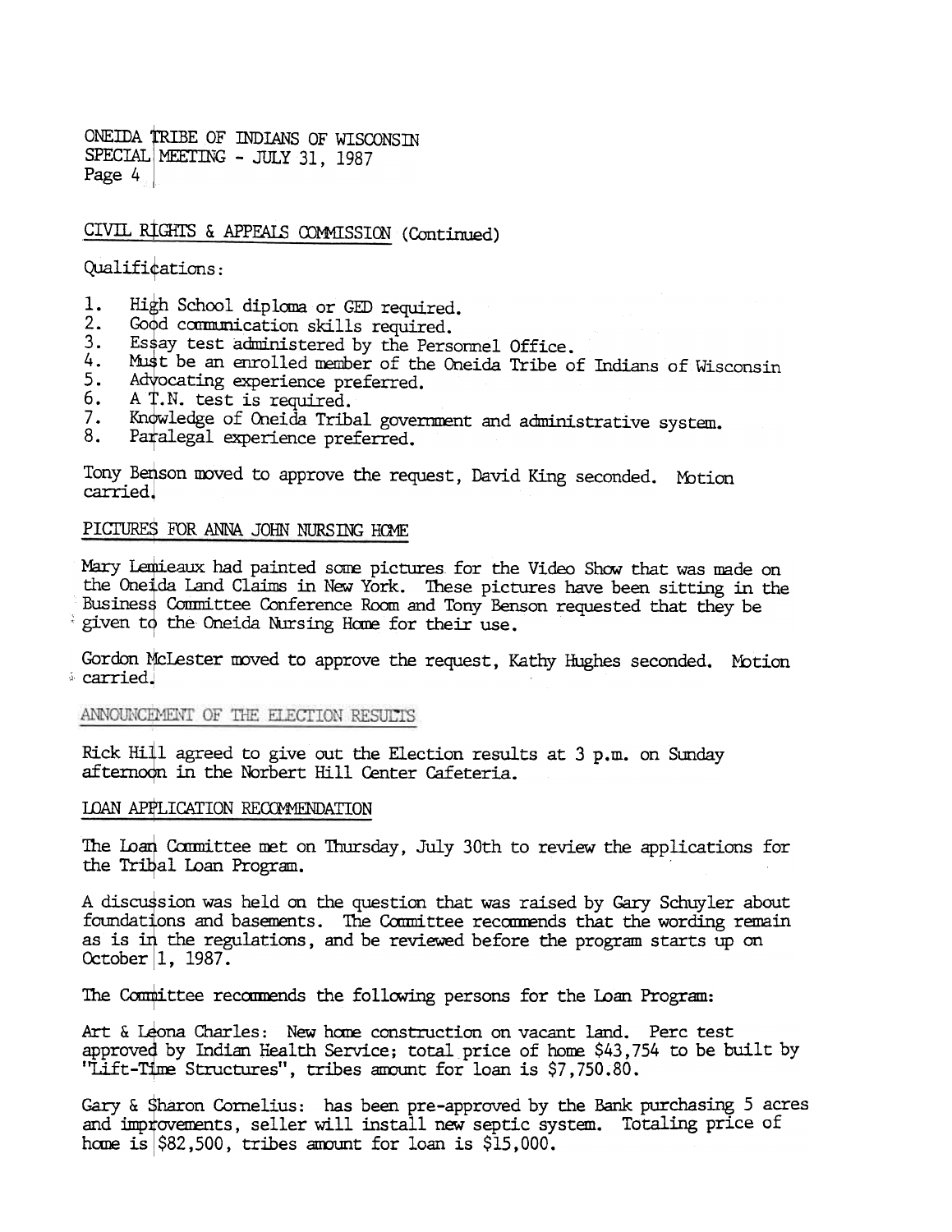## CIVIL RIGHTS & APPEALS COMMISSION (Continued)

Qualifications:

1. High School diploma or GED required.
2. Good communication skills required.
3. Essay test administered by the Personnel Office.
4. Must be an enrolled member of the Oneida Tribe of Indians of Wisconsin
5. Advocating experience preferred.
6. A T.N. test is required.
7. Knowledge of Oneida Tribal government and administrative system.
8. Paralegal experience preferred.

Tony Benson moved to approve the request, David King seconded. Motion carried.

## PICTURES FOR ANNA JOHN NURSING HOME

Mary Lemieaux had painted some pictures for the Video Show that was made on the Oneida Land Claims in New York. These pictures have been sitting in the Business Committee Conference Room and Tony Benson requested that they be given to the Oneida Nursing Home for their use.

Gordon McLester moved to approve the request, Kathy Hughes seconded. Motion carried.

## ANNOUNCEMENT OF THE ELECTION RESULTS

Rick Hill agreed to give out the Election results at 3 p.m. on Sunday afternoon in the Norbert Hill Center Cafeteria.

## LOAN APPLICATION RECOMMENDATION

The Loan Committee met on Thursday, July 30th to review the applications for the Tribal Loan Program.

A discussion was held on the question that was raised by Gary Schuyler about foundations and basements. The Committee recommends that the wording remain as is in the regulations, and be reviewed before the program starts up on October 1, 1987.

The Committee recommends the following persons for the Loan Program:

Art & Leona Charles: New home construction on vacant land. Perc test approved by Indian Health Service; total price of home $43,754 to be built by "Lift-Time Structures", tribes amount for loan is $7,750.80.

Gary & Sharon Cornelius: has been pre-approved by the Bank purchasing 5 acres and improvements, seller will install new septic system. Totaling price of home is $82,500, tribes amount for loan is $15,000.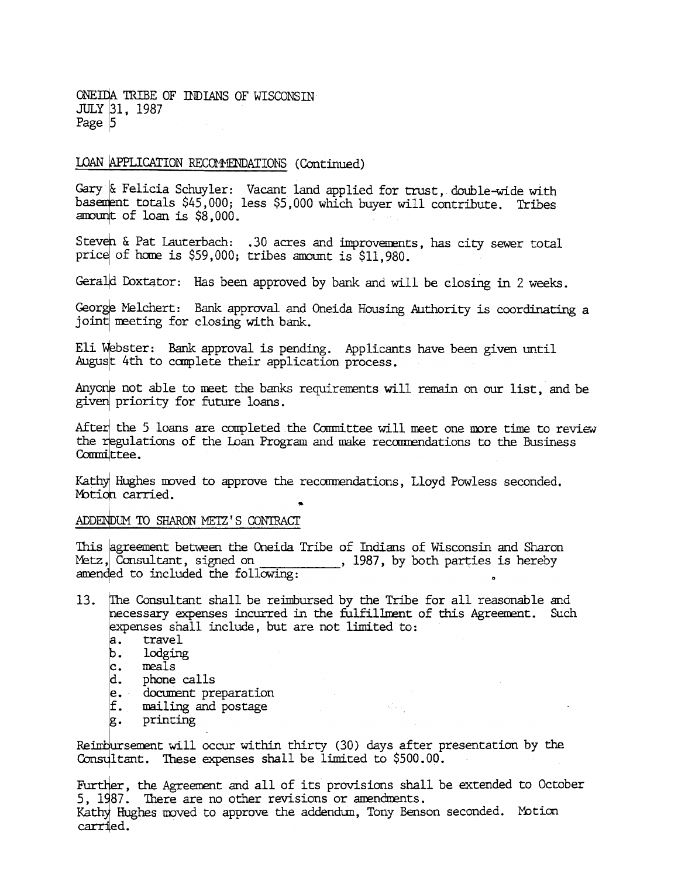ONEIDA TRIBE OF INDIANS OF WISCONSIN
JULY 31, 1987
Page 5

LOAN APPLICATION RECOMMENDATIONS (Continued)

Gary & Felicia Schuyler: Vacant land applied for trust, double-wide with basement totals $45,000; less $5,000 which buyer will contribute. Tribes amount of loan is $8,000.

Steven & Pat Lauterbach: .30 acres and improvements, has city sewer total price of home is $59,000; tribes amount is $11,980.

Gerald Doxtator: Has been approved by bank and will be closing in 2 weeks.

George Melchert: Bank approval and Oneida Housing Authority is coordinating a joint meeting for closing with bank.

Eli Webster: Bank approval is pending. Applicants have been given until August 4th to complete their application process.

Anyone not able to meet the banks requirements will remain on our list, and be given priority for future loans.

After the 5 loans are completed the Committee will meet one more time to review the regulations of the Loan Program and make recommendations to the Business Committee.

Kathy Hughes moved to approve the recommendations, Lloyd Powless seconded. Motion carried.

ADDENDUM TO SHARON METZ'S CONTRACT

This agreement between the Oneida Tribe of Indians of Wisconsin and Sharon Metz, Consultant, signed on ___________, 1987, by both parties is hereby amended to included the following:

13. The Consultant shall be reimbursed by the Tribe for all reasonable and necessary expenses incurred in the fulfillment of this Agreement. Such expenses shall include, but are not limited to:
    a. travel
    b. lodging
    c. meals
    d. phone calls
    e. document preparation
    f. mailing and postage
    g. printing

Reimbursement will occur within thirty (30) days after presentation by the Consultant. These expenses shall be limited to $500.00.

Further, the Agreement and all of its provisions shall be extended to October 5, 1987. There are no other revisions or amendments.
Kathy Hughes moved to approve the addendum, Tony Benson seconded. Motion carried.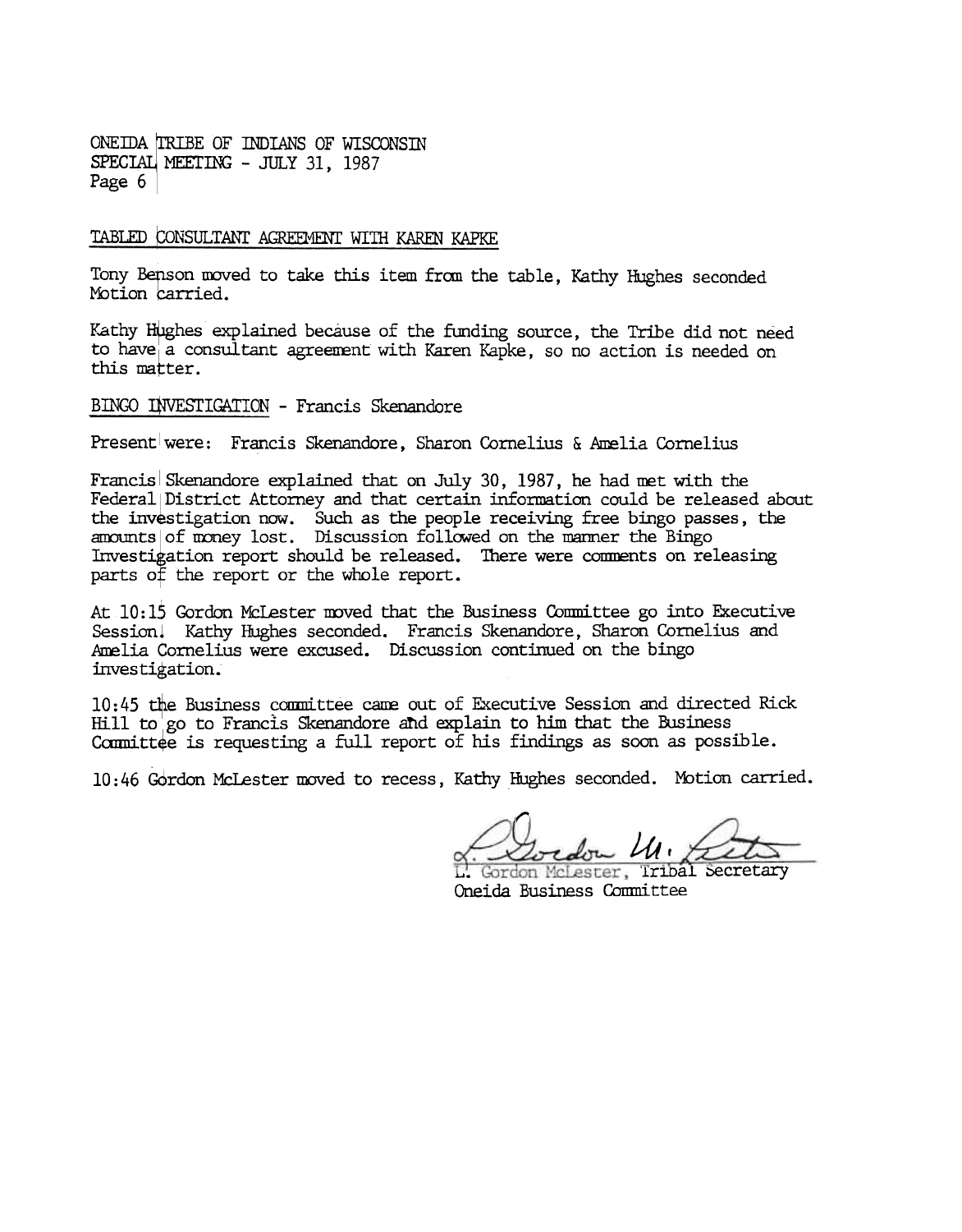ONEIDA TRIBE OF INDIANS OF WISCONSIN
SPECIAL MEETING - JULY 31, 1987

TABLED CONSULTANT AGREEMENT WITH KAREN KAPKE

Tony Benson moved to take this item from the table, Kathy Hughes seconded Motion carried.

Kathy Hughes explained because of the funding source, the Tribe did not need to have a consultant agreement with Karen Kapke, so no action is needed on this matter.

BINGO INVESTIGATION - Francis Skenandore

Present were: Francis Skenandore, Sharon Cornelius & Amelia Cornelius

Francis Skenandore explained that on July 30, 1987, he had met with the Federal District Attorney and that certain information could be released about the investigation now. Such as the people receiving free bingo passes, the amounts of money lost. Discussion followed on the manner the Bingo Investigation report should be released. There were comments on releasing parts of the report or the whole report.

At 10:15 Gordon McLester moved that the Business Committee go into Executive Session. Kathy Hughes seconded. Francis Skenandore, Sharon Cornelius and Amelia Cornelius were excused. Discussion continued on the bingo investigation.

10:45 the Business committee came out of Executive Session and directed Rick Hill to go to Francis Skenandore and explain to him that the Business Committee is requesting a full report of his findings as soon as possible.

10:46 Gordon McLester moved to recess, Kathy Hughes seconded. Motion carried.

L. Gordon McLester, Tribal Secretary
Oneida Business Committee